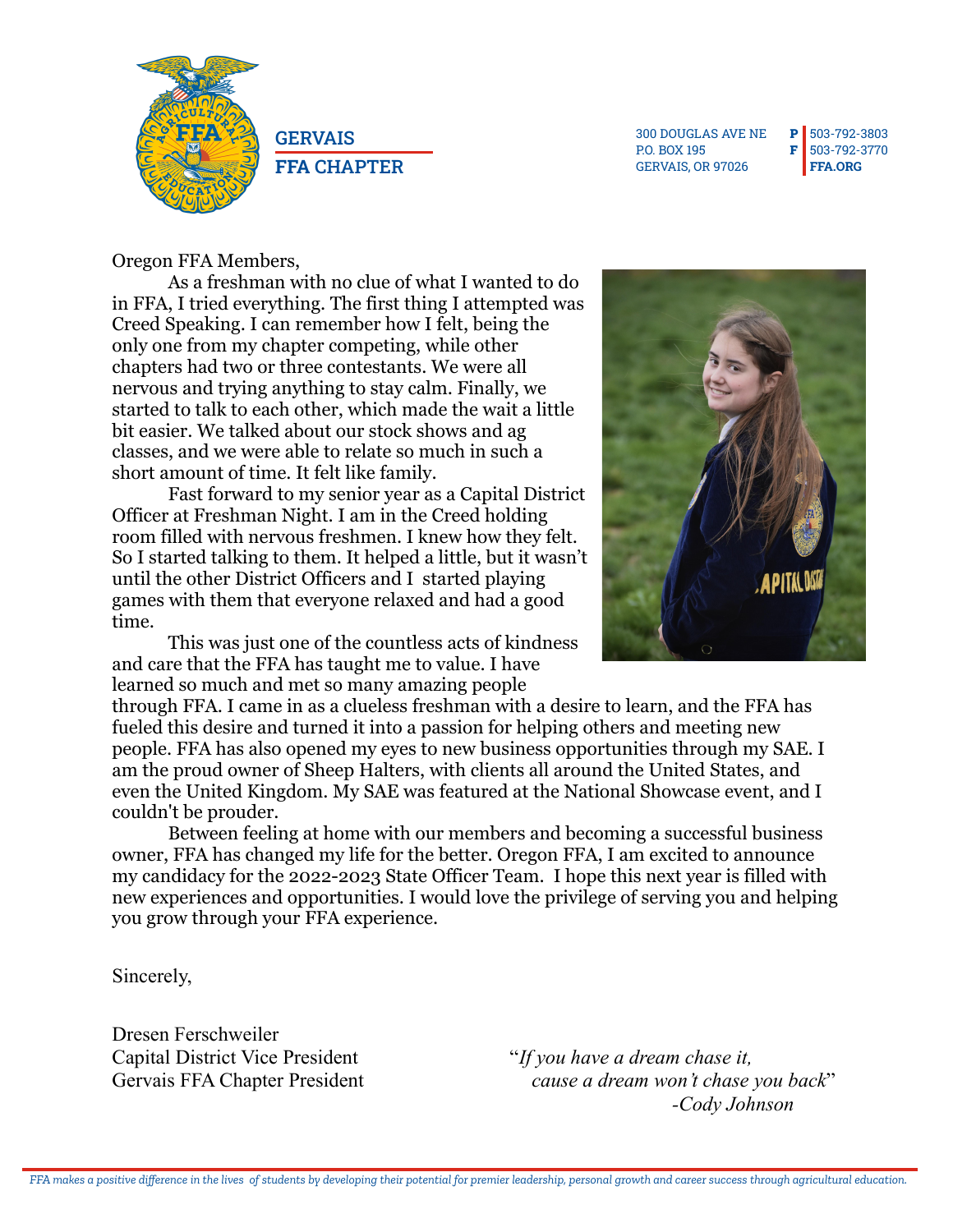GERVAIS
FFA CHAPTER

300 DOUGLAS AVE NE
P.O. BOX 195
GERVAIS, OR 97026

**P** 503-792-3803
**F** 503-792-3770
**FFA.ORG**

Oregon FFA Members,

As a freshman with no clue of what I wanted to do in FFA, I tried everything. The first thing I attempted was Creed Speaking. I can remember how I felt, being the only one from my chapter competing, while other chapters had two or three contestants. We were all nervous and trying anything to stay calm. Finally, we started to talk to each other, which made the wait a little bit easier. We talked about our stock shows and ag classes, and we were able to relate so much in such a short amount of time. It felt like family.

Fast forward to my senior year as a Capital District Officer at Freshman Night. I am in the Creed holding room filled with nervous freshmen. I knew how they felt. So I started talking to them. It helped a little, but it wasn't until the other District Officers and I started playing games with them that everyone relaxed and had a good time.

This was just one of the countless acts of kindness and care that the FFA has taught me to value. I have learned so much and met so many amazing people through FFA. I came in as a clueless freshman with a desire to learn, and the FFA has fueled this desire and turned it into a passion for helping others and meeting new people. FFA has also opened my eyes to new business opportunities through my SAE. I am the proud owner of Sheep Halters, with clients all around the United States, and even the United Kingdom. My SAE was featured at the National Showcase event, and I couldn't be prouder.

Between feeling at home with our members and becoming a successful business owner, FFA has changed my life for the better. Oregon FFA, I am excited to announce my candidacy for the 2022-2023 State Officer Team. I hope this next year is filled with new experiences and opportunities. I would love the privilege of serving you and helping you grow through your FFA experience.

Sincerely,

Dresen Ferschweiler
Capital District Vice President
Gervais FFA Chapter President

"*If you have a dream chase it, cause a dream won't chase you back*"
*-Cody Johnson*

*FFA makes a positive difference in the lives of students by developing their potential for premier leadership, personal growth and career success through agricultural education.*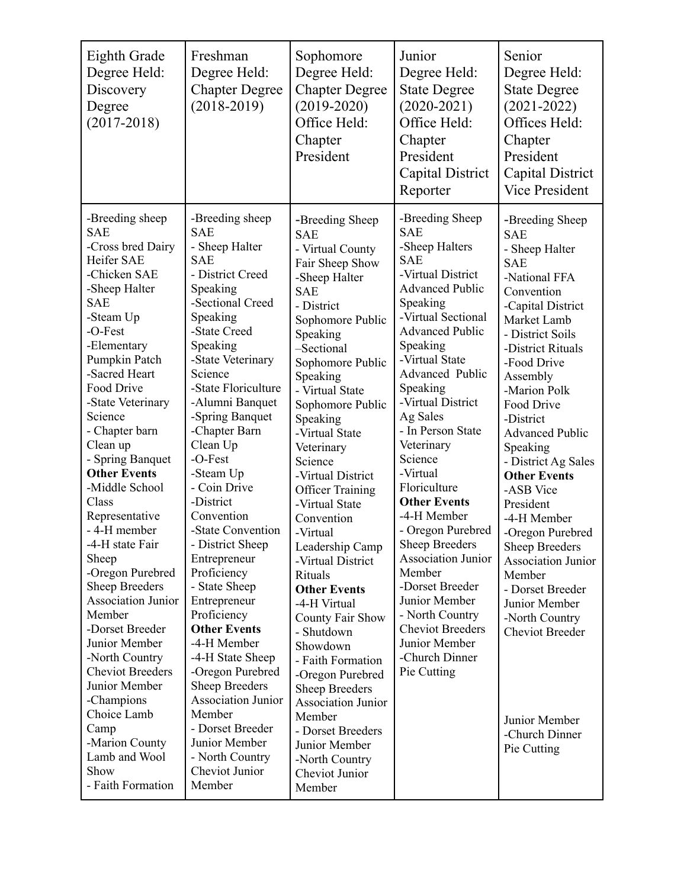| Eighth Grade Degree Held: Discovery Degree (2017-2018) | Freshman Degree Held: Chapter Degree (2018-2019) | Sophomore Degree Held: Chapter Degree (2019-2020) Office Held: Chapter President | Junior Degree Held: State Degree (2020-2021) Office Held: Chapter President Capital District Reporter | Senior Degree Held: State Degree (2021-2022) Offices Held: Chapter President Capital District Vice President |
|---|---|---|---|---|
| -Breeding sheep SAE<br>-Cross bred Dairy Heifer SAE<br>-Chicken SAE<br>-Sheep Halter SAE<br>-Steam Up<br>-O-Fest<br>-Elementary Pumpkin Patch<br>-Sacred Heart Food Drive<br>-State Veterinary Science<br>- Chapter barn Clean up<br>- Spring Banquet<br>**Other Events**<br>-Middle School Class Representative<br>- 4-H member<br>-4-H state Fair Sheep<br>-Oregon Purebred Sheep Breeders Association Junior Member<br>-Dorset Breeder Junior Member<br>-North Country Cheviot Breeders Junior Member<br>-Champions Choice Lamb Camp<br>-Marion County Lamb and Wool Show<br>- Faith Formation | -Breeding sheep SAE<br>- Sheep Halter SAE<br>- District Creed Speaking<br>-Sectional Creed Speaking<br>-State Creed Speaking<br>-State Veterinary Science<br>-State Floriculture<br>-Alumni Banquet<br>-Spring Banquet<br>-Chapter Barn Clean Up<br>-O-Fest<br>-Steam Up<br>- Coin Drive<br>-District Convention<br>-State Convention<br>- District Sheep Entrepreneur Proficiency<br>- State Sheep Entrepreneur Proficiency<br>**Other Events**<br>-4-H Member<br>-4-H State Sheep<br>-Oregon Purebred Sheep Breeders Association Junior Member<br>- Dorset Breeder Junior Member<br>- North Country Cheviot Junior Member | -Breeding Sheep SAE<br>- Virtual County Fair Sheep Show<br>-Sheep Halter SAE<br>- District Sophomore Public Speaking<br>–Sectional Sophomore Public Speaking<br>- Virtual State Sophomore Public Speaking<br>-Virtual State Veterinary Science<br>-Virtual District Officer Training<br>-Virtual State Convention<br>-Virtual Leadership Camp<br>-Virtual District Rituals<br>**Other Events**<br>-4-H Virtual County Fair Show<br>- Shutdown Showdown<br>- Faith Formation<br>-Oregon Purebred Sheep Breeders Association Junior Member<br>- Dorset Breeders Junior Member<br>-North Country Cheviot Junior Member | -Breeding Sheep SAE<br>-Sheep Halters SAE<br>-Virtual District Advanced Public Speaking<br>-Virtual Sectional Advanced Public Speaking<br>-Virtual State Advanced Public Speaking<br>-Virtual District Ag Sales<br>- In Person State Veterinary Science<br>-Virtual Floriculture<br>**Other Events**<br>-4-H Member<br>- Oregon Purebred Sheep Breeders Association Junior Member<br>-Dorset Breeder Junior Member<br>- North Country Cheviot Breeders Junior Member<br>-Church Dinner Pie Cutting | -Breeding Sheep SAE<br>- Sheep Halter SAE<br>-National FFA Convention<br>-Capital District Market Lamb<br>- District Soils<br>-District Rituals<br>-Food Drive Assembly<br>-Marion Polk Food Drive<br>-District Advanced Public Speaking<br>- District Ag Sales<br>**Other Events**<br>-ASB Vice President<br>-4-H Member<br>-Oregon Purebred Sheep Breeders Association Junior Member<br>- Dorset Breeder Junior Member<br>-North Country Cheviot Breeder<br><br>Junior Member<br>-Church Dinner Pie Cutting |